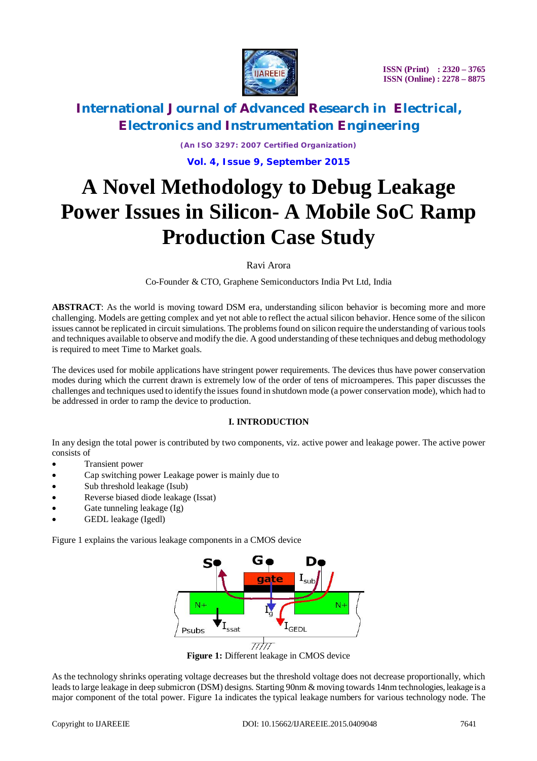# A Novel Methodology to Debug Leakage Power Issues in Silicon- A Mobile SoC Ramp Production Case Study

Ravi Arora

Co-Founder & CTO, Graphene Semiconductors India Pvt Ltd, India

**ABSTRACT**: As the world is moving toward DSM era, understanding silicon behavior is becoming more and more challenging. Models are getting complex and yet not able to reflect the actual silicon behavior. Hence some of the silicon issues cannot be replicated in circuit simulations. The problems found on silicon require the understanding of various tools and techniques available to observe and modify the die. A good understanding of these techniques and debug methodology is required to meet Time to Market goals.

The devices used for mobile applications have stringent power requirements. The devices thus have power conservation modes during which the current drawn is extremely low of the order of tens of microamperes. This paper discusses the challenges and techniques used to identify the issues found in shutdown mode (a power conservation mode), which had to be addressed in order to ramp the device to production.

## I. INTRODUCTION

In any design the total power is contributed by two components, viz. active power and leakage power. The active power consists of

- Transient power
- Cap switching power Leakage power is mainly due to
- Sub threshold leakage (Isub)
- Reverse biased diode leakage (Issat)
- Gate tunneling leakage (Ig)
- GEDL leakage (Igedl)

Figure 1 explains the various leakage components in a CMOS device

**Figure 1:** Different leakage in CMOS device

As the technology shrinks operating voltage decreases but the threshold voltage does not decrease proportionally, which leads to large leakage in deep submicron (DSM) designs. Starting 90nm & moving towards 14nm technologies, leakage is a major component of the total power. Figure 1a indicates the typical leakage numbers for various technology node. The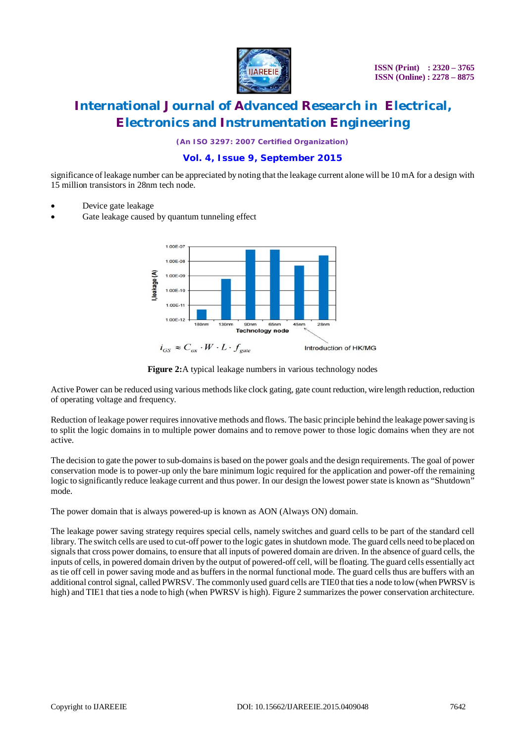significance of leakage number can be appreciated by noting that the leakage current alone will be 10 mA for a design with 15 million transistors in 28nm tech node.

- Device gate leakage
- Gate leakage caused by quantum tunneling effect

$$i_{GS} \approx C_{ox} \cdot W \cdot L \cdot f_{gate}$$

**Figure 2:**A typical leakage numbers in various technology nodes

Active Power can be reduced using various methods like clock gating, gate count reduction, wire length reduction, reduction of operating voltage and frequency.

Reduction of leakage power requires innovative methods and flows. The basic principle behind the leakage power saving is to split the logic domains in to multiple power domains and to remove power to those logic domains when they are not active.

The decision to gate the power to sub-domains is based on the power goals and the design requirements. The goal of power conservation mode is to power-up only the bare minimum logic required for the application and power-off the remaining logic to significantly reduce leakage current and thus power. In our design the lowest power state is known as "Shutdown" mode.

The power domain that is always powered-up is known as AON (Always ON) domain.

The leakage power saving strategy requires special cells, namely switches and guard cells to be part of the standard cell library. The switch cells are used to cut-off power to the logic gates in shutdown mode. The guard cells need to be placed on signals that cross power domains, to ensure that all inputs of powered domain are driven. In the absence of guard cells, the inputs of cells, in powered domain driven by the output of powered-off cell, will be floating. The guard cells essentially act as tie off cell in power saving mode and as buffers in the normal functional mode. The guard cells thus are buffers with an additional control signal, called PWRSV. The commonly used guard cells are TIE0 that ties a node to low (when PWRSV is high) and TIE1 that ties a node to high (when PWRSV is high). Figure 2 summarizes the power conservation architecture.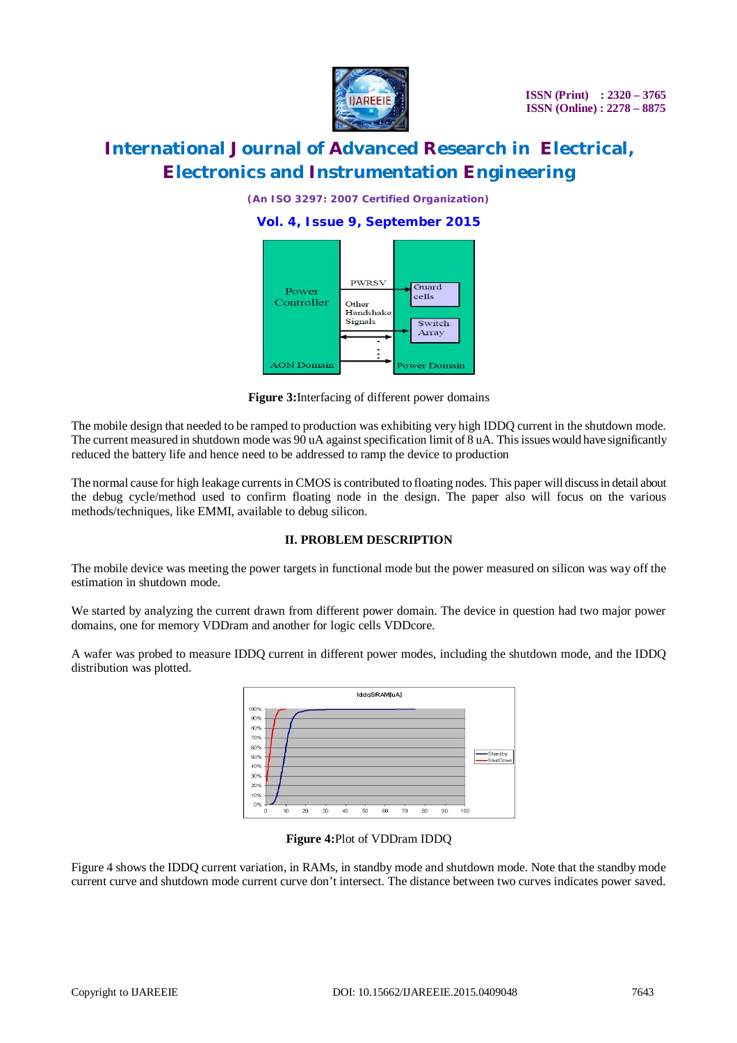Figure 3:Interfacing of different power domains

The mobile design that needed to be ramped to production was exhibiting very high IDDQ current in the shutdown mode. The current measured in shutdown mode was 90 uA against specification limit of 8 uA. This issues would have significantly reduced the battery life and hence need to be addressed to ramp the device to production

The normal cause for high leakage currents in CMOS is contributed to floating nodes. This paper will discuss in detail about the debug cycle/method used to confirm floating node in the design. The paper also will focus on the various methods/techniques, like EMMI, available to debug silicon.

## II. PROBLEM DESCRIPTION

The mobile device was meeting the power targets in functional mode but the power measured on silicon was way off the estimation in shutdown mode.

We started by analyzing the current drawn from different power domain. The device in question had two major power domains, one for memory VDDram and another for logic cells VDDcore.

A wafer was probed to measure IDDQ current in different power modes, including the shutdown mode, and the IDDQ distribution was plotted.

**Figure 4:**Plot of VDDram IDDQ

Figure 4 shows the IDDQ current variation, in RAMs, in standby mode and shutdown mode. Note that the standby mode current curve and shutdown mode current curve don't intersect. The distance between two curves indicates power saved.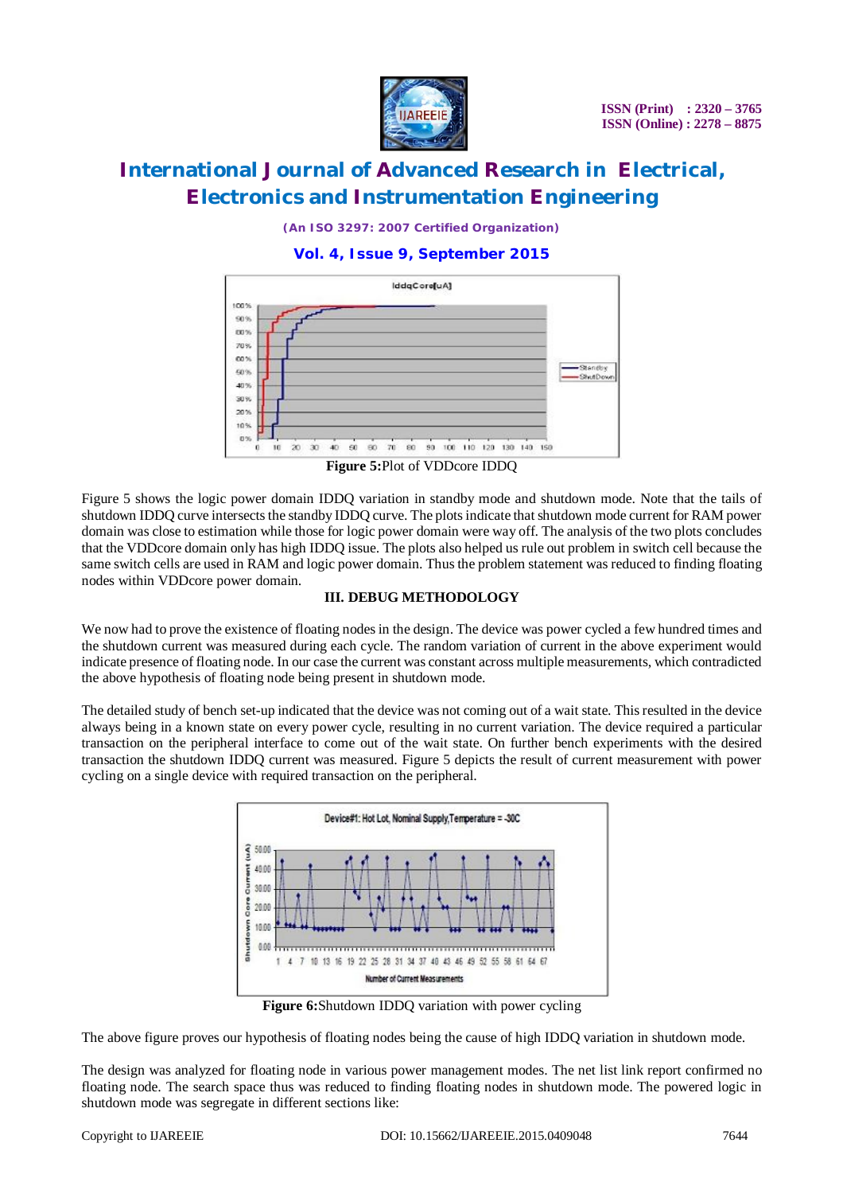**Figure 5:**Plot of VDDcore IDDQ

Figure 5 shows the logic power domain IDDQ variation in standby mode and shutdown mode. Note that the tails of shutdown IDDQ curve intersects the standby IDDQ curve. The plots indicate that shutdown mode current for RAM power domain was close to estimation while those for logic power domain were way off. The analysis of the two plots concludes that the VDDcore domain only has high IDDQ issue. The plots also helped us rule out problem in switch cell because the same switch cells are used in RAM and logic power domain. Thus the problem statement was reduced to finding floating nodes within VDDcore power domain.

### III. DEBUG METHODOLOGY

We now had to prove the existence of floating nodes in the design. The device was power cycled a few hundred times and the shutdown current was measured during each cycle. The random variation of current in the above experiment would indicate presence of floating node. In our case the current was constant across multiple measurements, which contradicted the above hypothesis of floating node being present in shutdown mode.

The detailed study of bench set-up indicated that the device was not coming out of a wait state. This resulted in the device always being in a known state on every power cycle, resulting in no current variation. The device required a particular transaction on the peripheral interface to come out of the wait state. On further bench experiments with the desired transaction the shutdown IDDQ current was measured. Figure 5 depicts the result of current measurement with power cycling on a single device with required transaction on the peripheral.

**Figure 6:**Shutdown IDDQ variation with power cycling

The above figure proves our hypothesis of floating nodes being the cause of high IDDQ variation in shutdown mode.

The design was analyzed for floating node in various power management modes. The net list link report confirmed no floating node. The search space thus was reduced to finding floating nodes in shutdown mode. The powered logic in shutdown mode was segregate in different sections like: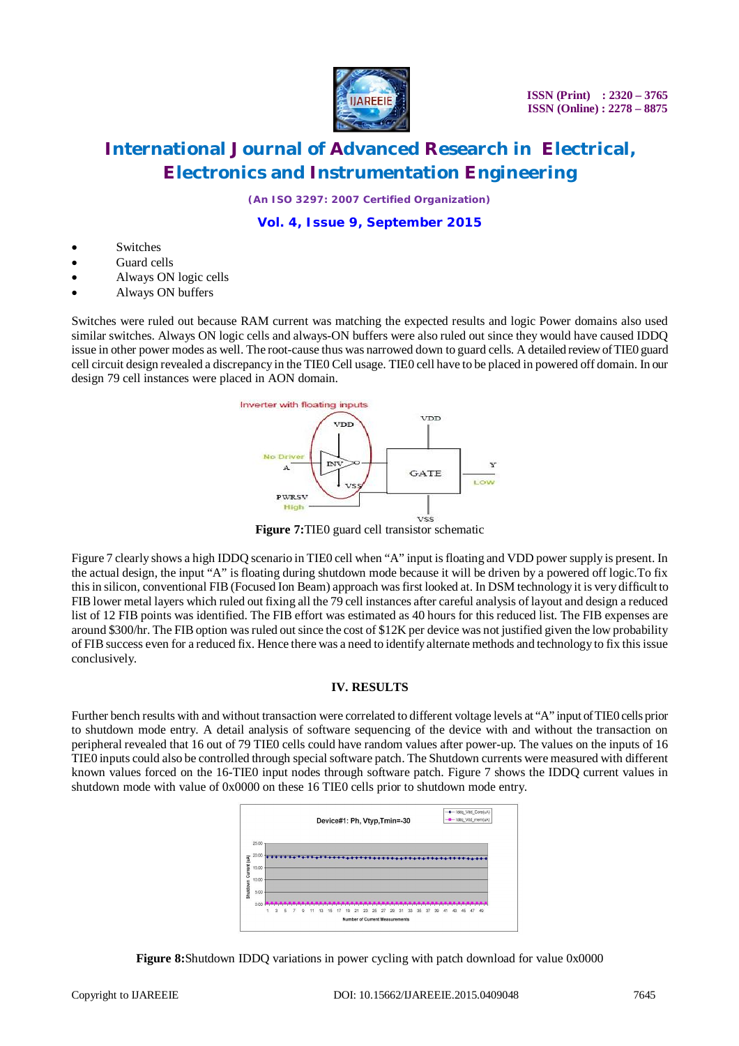- Switches
- Guard cells
- Always ON logic cells
- Always ON buffers

Switches were ruled out because RAM current was matching the expected results and logic Power domains also used similar switches. Always ON logic cells and always-ON buffers were also ruled out since they would have caused IDDQ issue in other power modes as well. The root-cause thus was narrowed down to guard cells. A detailed review of TIE0 guard cell circuit design revealed a discrepancy in the TIE0 Cell usage. TIE0 cell have to be placed in powered off domain. In our design 79 cell instances were placed in AON domain.

**Figure 7:** TIE0 guard cell transistor schematic

Figure 7 clearly shows a high IDDQ scenario in TIE0 cell when "A" input is floating and VDD power supply is present. In the actual design, the input "A" is floating during shutdown mode because it will be driven by a powered off logic. To fix this in silicon, conventional FIB (Focused Ion Beam) approach was first looked at. In DSM technology it is very difficult to FIB lower metal layers which ruled out fixing all the 79 cell instances after careful analysis of layout and design a reduced list of 12 FIB points was identified. The FIB effort was estimated as 40 hours for this reduced list. The FIB expenses are around $300/hr. The FIB option was ruled out since the cost of $12K per device was not justified given the low probability of FIB success even for a reduced fix. Hence there was a need to identify alternate methods and technology to fix this issue conclusively.

## IV. RESULTS

Further bench results with and without transaction were correlated to different voltage levels at "A" input of TIE0 cells prior to shutdown mode entry. A detail analysis of software sequencing of the device with and without the transaction on peripheral revealed that 16 out of 79 TIE0 cells could have random values after power-up. The values on the inputs of 16 TIE0 inputs could also be controlled through special software patch. The Shutdown currents were measured with different known values forced on the 16-TIE0 input nodes through software patch. Figure 7 shows the IDDQ current values in shutdown mode with value of 0x0000 on these 16 TIE0 cells prior to shutdown mode entry.

**Figure 8:** Shutdown IDDQ variations in power cycling with patch download for value 0x0000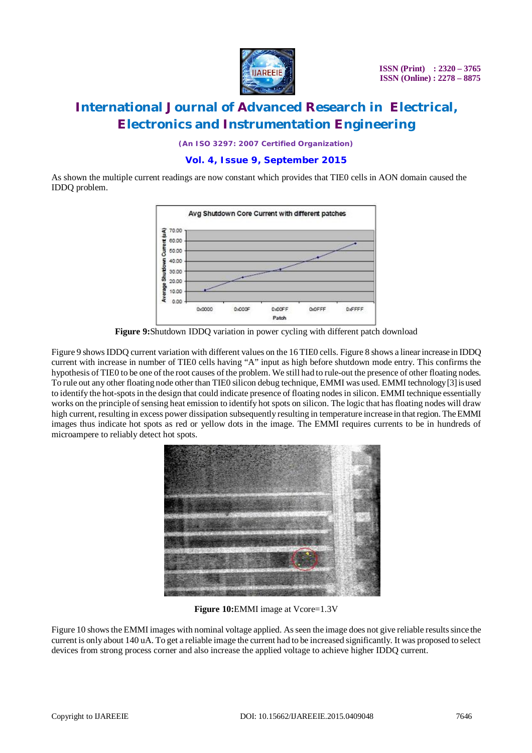As shown the multiple current readings are now constant which provides that TIE0 cells in AON domain caused the IDDQ problem.

**Figure 9:**Shutdown IDDQ variation in power cycling with different patch download

Figure 9 shows IDDQ current variation with different values on the 16 TIE0 cells. Figure 8 shows a linear increase in IDDQ current with increase in number of TIE0 cells having "A" input as high before shutdown mode entry. This confirms the hypothesis of TIE0 to be one of the root causes of the problem. We still had to rule-out the presence of other floating nodes. To rule out any other floating node other than TIE0 silicon debug technique, EMMI was used. EMMI technology [3] is used to identify the hot-spots in the design that could indicate presence of floating nodes in silicon. EMMI technique essentially works on the principle of sensing heat emission to identify hot spots on silicon. The logic that has floating nodes will draw high current, resulting in excess power dissipation subsequently resulting in temperature increase in that region. The EMMI images thus indicate hot spots as red or yellow dots in the image. The EMMI requires currents to be in hundreds of microampere to reliably detect hot spots.

**Figure 10:**EMMI image at Vcore=1.3V

Figure 10 shows the EMMI images with nominal voltage applied. As seen the image does not give reliable results since the current is only about 140 uA. To get a reliable image the current had to be increased significantly. It was proposed to select devices from strong process corner and also increase the applied voltage to achieve higher IDDQ current.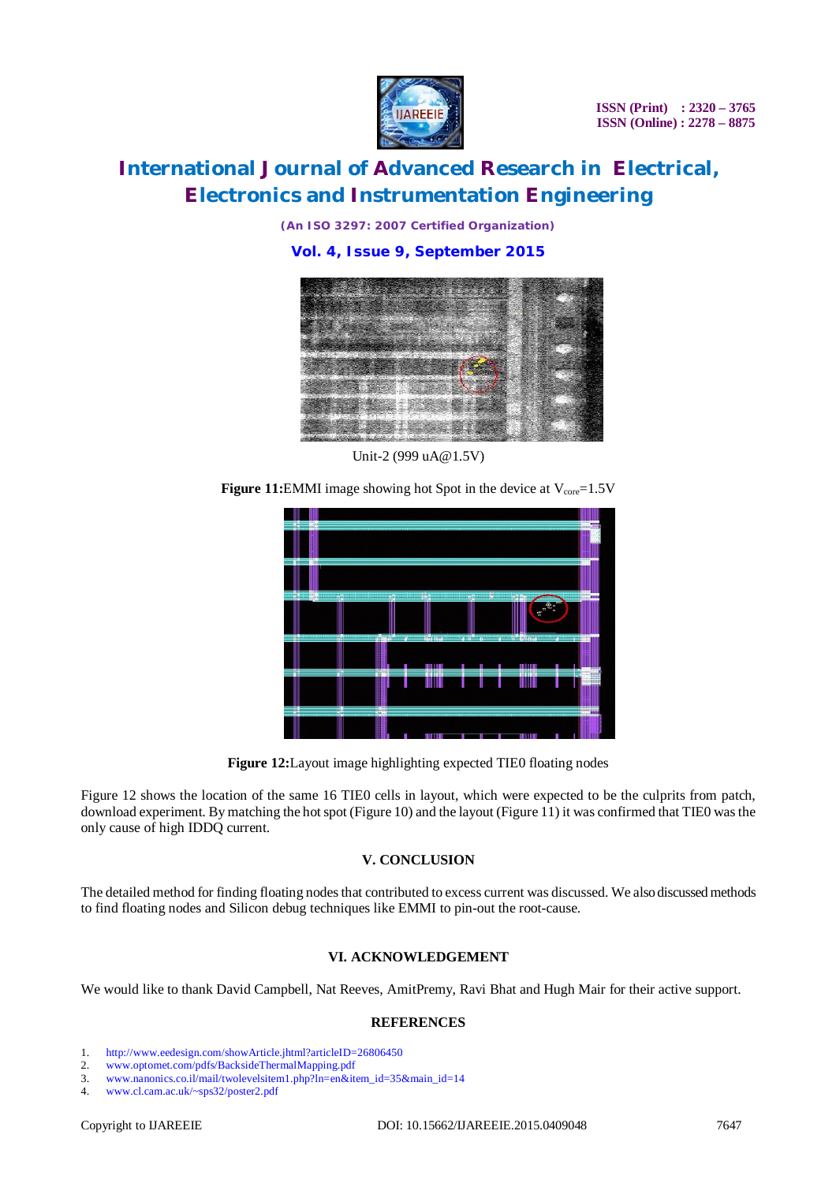Unit-2 (999 uA@1.5V)

**Figure 11:**EMMI image showing hot Spot in the device at $V_{core}$=1.5V

**Figure 12:**Layout image highlighting expected TIE0 floating nodes

Figure 12 shows the location of the same 16 TIE0 cells in layout, which were expected to be the culprits from patch, download experiment. By matching the hot spot (Figure 10) and the layout (Figure 11) it was confirmed that TIE0 was the only cause of high IDDQ current.

## V. CONCLUSION

The detailed method for finding floating nodes that contributed to excess current was discussed. We also discussed methods to find floating nodes and Silicon debug techniques like EMMI to pin-out the root-cause.

## VI. ACKNOWLEDGEMENT

We would like to thank David Campbell, Nat Reeves, AmitPremy, Ravi Bhat and Hugh Mair for their active support.

## REFERENCES

1. http://www.eedesign.com/showArticle.jhtml?articleID=26806450
2. www.optomet.com/pdfs/BacksideThermalMapping.pdf
3. www.nanonics.co.il/mail/twolevelsitem1.php?ln=en&item_id=35&main_id=14
4. www.cl.cam.ac.uk/~sps32/poster2.pdf